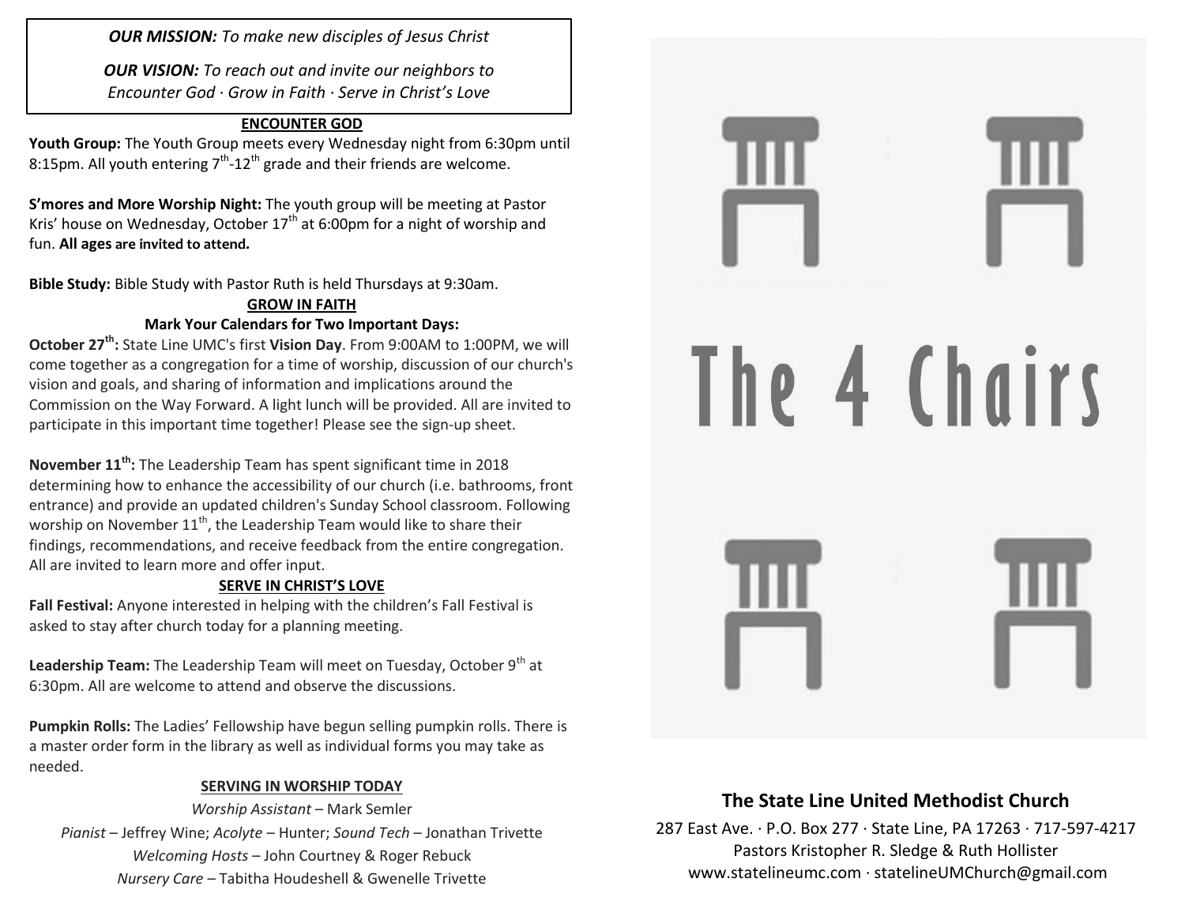***OUR MISSION:*** *To make new disciples of Jesus Christ*

***OUR VISION:*** *To reach out and invite our neighbors to Encounter God · Grow in Faith · Serve in Christ's Love*

## ENCOUNTER GOD

**Youth Group:** The Youth Group meets every Wednesday night from 6:30pm until 8:15pm. All youth entering 7th-12th grade and their friends are welcome.

**S'mores and More Worship Night:** The youth group will be meeting at Pastor Kris' house on Wednesday, October 17th at 6:00pm for a night of worship and fun. **All ages are invited to attend.**

**Bible Study:** Bible Study with Pastor Ruth is held Thursdays at 9:30am.

## GROW IN FAITH

**Mark Your Calendars for Two Important Days:**

**October 27th:** State Line UMC's first **Vision Day**. From 9:00AM to 1:00PM, we will come together as a congregation for a time of worship, discussion of our church's vision and goals, and sharing of information and implications around the Commission on the Way Forward. A light lunch will be provided. All are invited to participate in this important time together! Please see the sign-up sheet.

**November 11th:** The Leadership Team has spent significant time in 2018 determining how to enhance the accessibility of our church (i.e. bathrooms, front entrance) and provide an updated children's Sunday School classroom. Following worship on November 11th, the Leadership Team would like to share their findings, recommendations, and receive feedback from the entire congregation. All are invited to learn more and offer input.

## SERVE IN CHRIST'S LOVE

**Fall Festival:** Anyone interested in helping with the children's Fall Festival is asked to stay after church today for a planning meeting.

**Leadership Team:** The Leadership Team will meet on Tuesday, October 9th at 6:30pm. All are welcome to attend and observe the discussions.

**Pumpkin Rolls:** The Ladies' Fellowship have begun selling pumpkin rolls. There is a master order form in the library as well as individual forms you may take as needed.

## SERVING IN WORSHIP TODAY

*Worship Assistant* – Mark Semler
*Pianist* – Jeffrey Wine; *Acolyte* – Hunter; *Sound Tech* – Jonathan Trivette
*Welcoming Hosts* – John Courtney & Roger Rebuck
*Nursery Care* – Tabitha Houdeshell & Gwenelle Trivette

# The 4 Chairs

## The State Line United Methodist Church

287 East Ave. · P.O. Box 277 · State Line, PA 17263 · 717-597-4217
Pastors Kristopher R. Sledge & Ruth Hollister
www.statelineumc.com · statelineUMChurch@gmail.com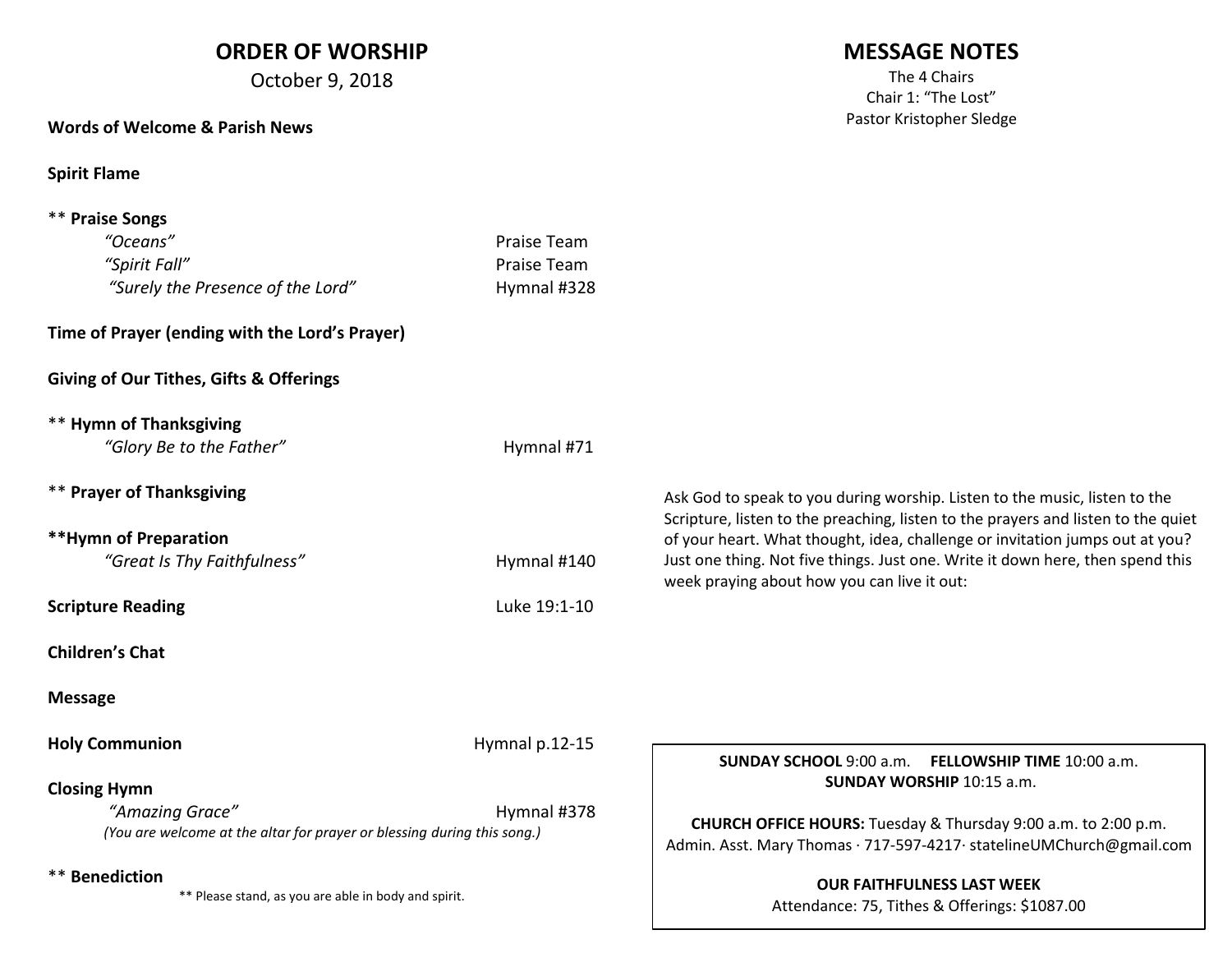## ORDER OF WORSHIP

October 9, 2018

**Words of Welcome & Parish News**

**Spirit Flame**

** **Praise Songs**

| | |
|---|---|
| *"Oceans"* | Praise Team |
| *"Spirit Fall"* | Praise Team |
| *"Surely the Presence of the Lord"* | Hymnal #328 |

**Time of Prayer (ending with the Lord's Prayer)**

**Giving of Our Tithes, Gifts & Offerings**

** **Hymn of Thanksgiving**

*"Glory Be to the Father"* Hymnal #71

** **Prayer of Thanksgiving**

****Hymn of Preparation**

*"Great Is Thy Faithfulness"* Hymnal #140

**Scripture Reading** Luke 19:1-10

**Children's Chat**

**Message**

**Holy Communion** Hymnal p.12-15

**Closing Hymn**

*"Amazing Grace"* Hymnal #378

*(You are welcome at the altar for prayer or blessing during this song.)*

** **Benediction**

** Please stand, as you are able in body and spirit.

## MESSAGE NOTES

The 4 Chairs
Chair 1: "The Lost"
Pastor Kristopher Sledge

Ask God to speak to you during worship. Listen to the music, listen to the Scripture, listen to the preaching, listen to the prayers and listen to the quiet of your heart. What thought, idea, challenge or invitation jumps out at you? Just one thing. Not five things. Just one. Write it down here, then spend this week praying about how you can live it out:

**SUNDAY SCHOOL** 9:00 a.m. **FELLOWSHIP TIME** 10:00 a.m.
**SUNDAY WORSHIP** 10:15 a.m.

**CHURCH OFFICE HOURS:** Tuesday & Thursday 9:00 a.m. to 2:00 p.m.
Admin. Asst. Mary Thomas · 717-597-4217· statelineUMChurch@gmail.com

**OUR FAITHFULNESS LAST WEEK**
Attendance: 75, Tithes & Offerings: $1087.00